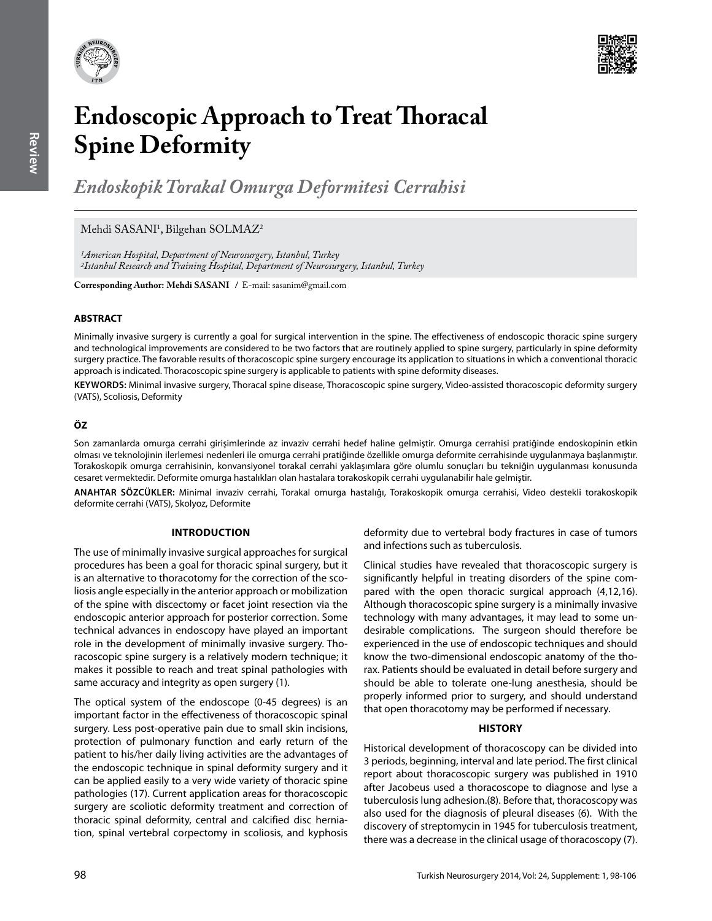# Endoscopic Approach to Treat Thoracal Spine Deformity

## *Endoskopik Torakal Omurga Deformitesi Cerrahisi*

Mehdi SASANI[1], Bilgehan SOLMAZ[2]

*[1]American Hospital, Department of Neurosurgery, Istanbul, Turkey*
*[2]Istanbul Research and Training Hospital, Department of Neurosurgery, Istanbul, Turkey*

**Corresponding Author: Mehdi SASANI** / E-mail: sasanim@gmail.com

### ABSTRACT

Minimally invasive surgery is currently a goal for surgical intervention in the spine. The effectiveness of endoscopic thoracic spine surgery and technological improvements are considered to be two factors that are routinely applied to spine surgery, particularly in spine deformity surgery practice. The favorable results of thoracoscopic spine surgery encourage its application to situations in which a conventional thoracic approach is indicated. Thoracoscopic spine surgery is applicable to patients with spine deformity diseases.

**KEYWORDS:** Minimal invasive surgery, Thoracal spine disease, Thoracoscopic spine surgery, Video-assisted thoracoscopic deformity surgery (VATS), Scoliosis, Deformity

### ÖZ

Son zamanlarda omurga cerrahi girişimlerinde az invaziv cerrahi hedef haline gelmiştir. Omurga cerrahisi pratiğinde endoskopinin etkin olması ve teknolojinin ilerlemesi nedenleri ile omurga cerrahi pratiğinde özellikle omurga deformite cerrahisinde uygulanmaya başlanmıştır. Torakoskopik omurga cerrahisinin, konvansiyonel torakal cerrahi yaklaşımlara göre olumlu sonuçları bu tekniğin uygulanması konusunda cesaret vermektedir. Deformite omurga hastalıkları olan hastalara torakoskopik cerrahi uygulanabilir hale gelmiştir.

**ANAHTAR SÖZCÜKLER:** Minimal invaziv cerrahi, Torakal omurga hastalığı, Torakoskopik omurga cerrahisi, Video destekli torakoskopik deformite cerrahi (VATS), Skolyoz, Deformite

### INTRODUCTION

The use of minimally invasive surgical approaches for surgical procedures has been a goal for thoracic spinal surgery, but it is an alternative to thoracotomy for the correction of the scoliosis angle especially in the anterior approach or mobilization of the spine with discectomy or facet joint resection via the endoscopic anterior approach for posterior correction. Some technical advances in endoscopy have played an important role in the development of minimally invasive surgery. Thoracoscopic spine surgery is a relatively modern technique; it makes it possible to reach and treat spinal pathologies with same accuracy and integrity as open surgery (1).

The optical system of the endoscope (0-45 degrees) is an important factor in the effectiveness of thoracoscopic spinal surgery. Less post-operative pain due to small skin incisions, protection of pulmonary function and early return of the patient to his/her daily living activities are the advantages of the endoscopic technique in spinal deformity surgery and it can be applied easily to a very wide variety of thoracic spine pathologies (17). Current application areas for thoracoscopic surgery are scoliotic deformity treatment and correction of thoracic spinal deformity, central and calcified disc herniation, spinal vertebral corpectomy in scoliosis, and kyphosis deformity due to vertebral body fractures in case of tumors and infections such as tuberculosis.

Clinical studies have revealed that thoracoscopic surgery is significantly helpful in treating disorders of the spine compared with the open thoracic surgical approach (4,12,16). Although thoracoscopic spine surgery is a minimally invasive technology with many advantages, it may lead to some undesirable complications. The surgeon should therefore be experienced in the use of endoscopic techniques and should know the two-dimensional endoscopic anatomy of the thorax. Patients should be evaluated in detail before surgery and should be able to tolerate one-lung anesthesia, should be properly informed prior to surgery, and should understand that open thoracotomy may be performed if necessary.

### HISTORY

Historical development of thoracoscopy can be divided into 3 periods, beginning, interval and late period. The first clinical report about thoracoscopic surgery was published in 1910 after Jacobeus used a thoracoscope to diagnose and lyse a tuberculosis lung adhesion.(8). Before that, thoracoscopy was also used for the diagnosis of pleural diseases (6). With the discovery of streptomycin in 1945 for tuberculosis treatment, there was a decrease in the clinical usage of thoracoscopy (7).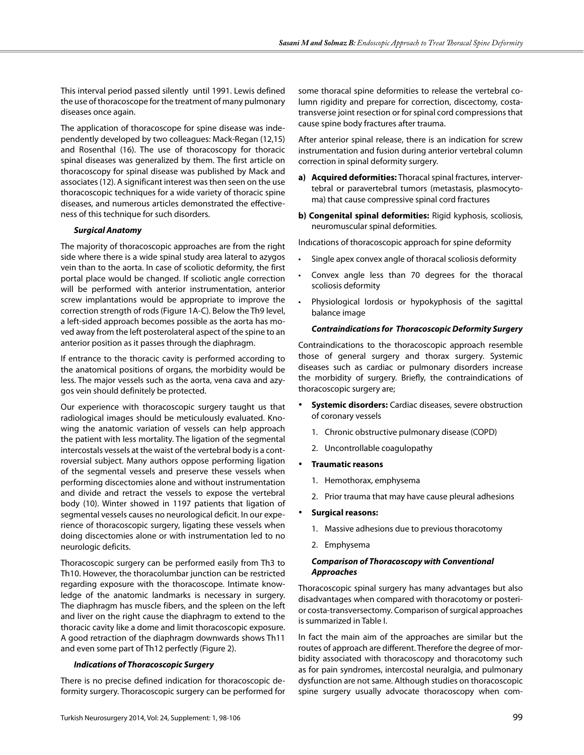This interval period passed silently until 1991. Lewis defined the use of thoracoscope for the treatment of many pulmonary diseases once again.

The application of thoracoscope for spine disease was independently developed by two colleagues: Mack-Regan (12,15) and Rosenthal (16). The use of thoracoscopy for thoracic spinal diseases was generalized by them. The first article on thoracoscopy for spinal disease was published by Mack and associates (12). A significant interest was then seen on the use thoracoscopic techniques for a wide variety of thoracic spine diseases, and numerous articles demonstrated the effectiveness of this technique for such disorders.

### *Surgical Anatomy*

The majority of thoracoscopic approaches are from the right side where there is a wide spinal study area lateral to azygos vein than to the aorta. In case of scoliotic deformity, the first portal place would be changed. If scoliotic angle correction will be performed with anterior instrumentation, anterior screw implantations would be appropriate to improve the correction strength of rods (Figure 1A-C). Below the Th9 level, a left-sided approach becomes possible as the aorta has moved away from the left posterolateral aspect of the spine to an anterior position as it passes through the diaphragm.

If entrance to the thoracic cavity is performed according to the anatomical positions of organs, the morbidity would be less. The major vessels such as the aorta, vena cava and azygos vein should definitely be protected.

Our experience with thoracoscopic surgery taught us that radiological images should be meticulously evaluated. Knowing the anatomic variation of vessels can help approach the patient with less mortality. The ligation of the segmental intercostals vessels at the waist of the vertebral body is a controversial subject. Many authors oppose performing ligation of the segmental vessels and preserve these vessels when performing discectomies alone and without instrumentation and divide and retract the vessels to expose the vertebral body (10). Winter showed in 1197 patients that ligation of segmental vessels causes no neurological deficit. In our experience of thoracoscopic surgery, ligating these vessels when doing discectomies alone or with instrumentation led to no neurologic deficits.

Thoracoscopic surgery can be performed easily from Th3 to Th10. However, the thoracolumbar junction can be restricted regarding exposure with the thoracoscope. Intimate knowledge of the anatomic landmarks is necessary in surgery. The diaphragm has muscle fibers, and the spleen on the left and liver on the right cause the diaphragm to extend to the thoracic cavity like a dome and limit thoracoscopic exposure. A good retraction of the diaphragm downwards shows Th11 and even some part of Th12 perfectly (Figure 2).

### *Indications of Thoracoscopic Surgery*

There is no precise defined indication for thoracoscopic deformity surgery. Thoracoscopic surgery can be performed for some thoracal spine deformities to release the vertebral column rigidity and prepare for correction, discectomy, costa-transverse joint resection or for spinal cord compressions that cause spine body fractures after trauma.

After anterior spinal release, there is an indication for screw instrumentation and fusion during anterior vertebral column correction in spinal deformity surgery.

- **a) Acquired deformities:** Thoracal spinal fractures, intervertebral or paravertebral tumors (metastasis, plasmocytoma) that cause compressive spinal cord fractures
- **b) Congenital spinal deformities:** Rigid kyphosis, scoliosis, neuromuscular spinal deformities.

Indıcations of thoracoscopic approach for spine deformity

- Single apex convex angle of thoracal scoliosis deformity
- Convex angle less than 70 degrees for the thoracal scoliosis deformity
- Physiological lordosis or hypokyphosis of the sagittal balance image

### *Contraindications for Thoracoscopic Deformity Surgery*

Contraindications to the thoracoscopic approach resemble those of general surgery and thorax surgery. Systemic diseases such as cardiac or pulmonary disorders increase the morbidity of surgery. Briefly, the contraindications of thoracoscopic surgery are;

- **Systemic disorders:** Cardiac diseases, severe obstruction of coronary vessels
  1. Chronic obstructive pulmonary disease (COPD)
  2. Uncontrollable coagulopathy
- **Traumatic reasons**
  1. Hemothorax, emphysema
  2. Prior trauma that may have cause pleural adhesions
- **Surgical reasons:**
  1. Massive adhesions due to previous thoracotomy
  2. Emphysema

### *Comparison of Thoracoscopy with Conventional Approaches*

Thoracoscopic spinal surgery has many advantages but also disadvantages when compared with thoracotomy or posterior costa-transversectomy. Comparison of surgical approaches is summarized in Table I.

In fact the main aim of the approaches are similar but the routes of approach are different. Therefore the degree of morbidity associated with thoracoscopy and thoracotomy such as for pain syndromes, intercostal neuralgia, and pulmonary dysfunction are not same. Although studies on thoracoscopic spine surgery usually advocate thoracoscopy when com-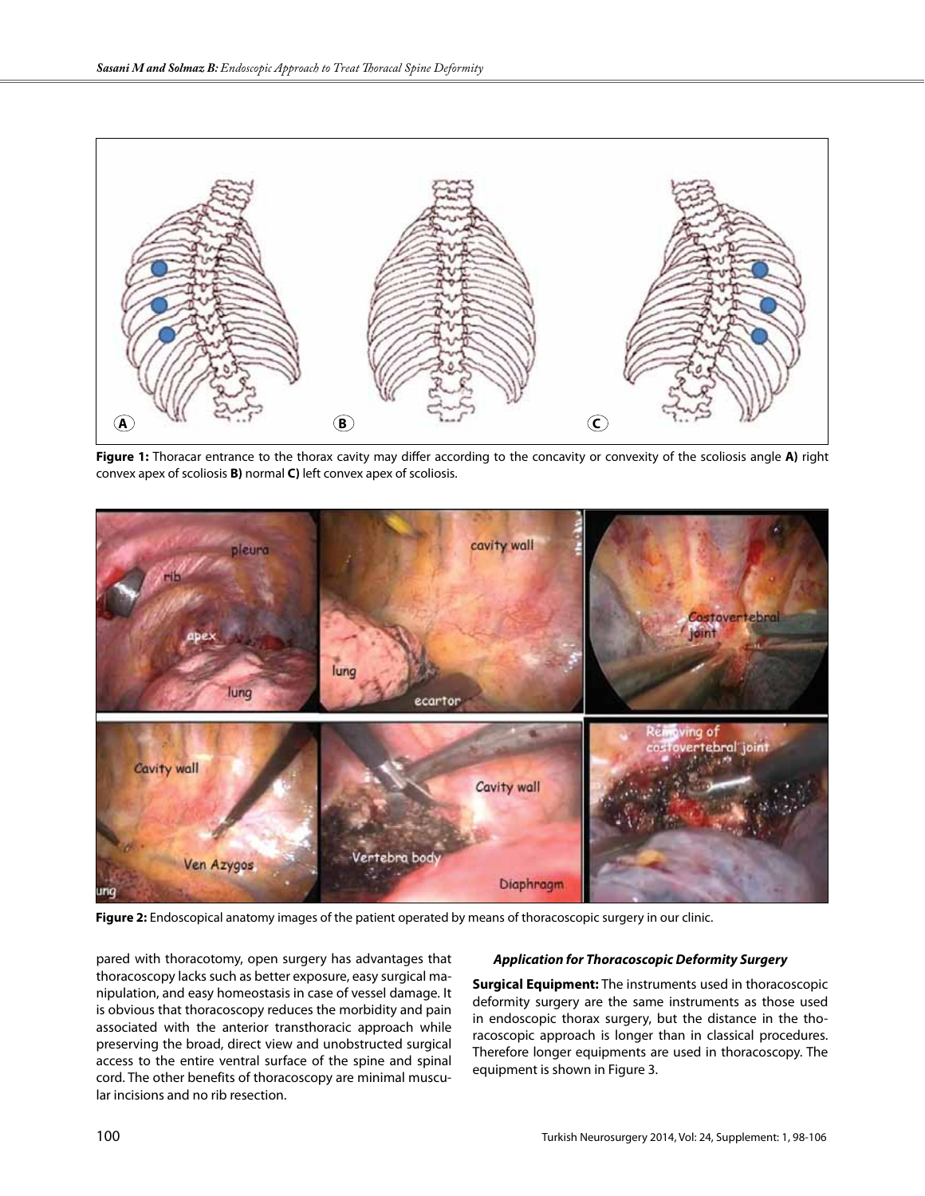**Figure 1:** Thoracar entrance to the thorax cavity may differ according to the concavity or convexity of the scoliosis angle **A)** right convex apex of scoliosis **B)** normal **C)** left convex apex of scoliosis.

**Figure 2:** Endoscopical anatomy images of the patient operated by means of thoracoscopic surgery in our clinic.

pared with thoracotomy, open surgery has advantages that thoracoscopy lacks such as better exposure, easy surgical manipulation, and easy homeostasis in case of vessel damage. It is obvious that thoracoscopy reduces the morbidity and pain associated with the anterior transthoracic approach while preserving the broad, direct view and unobstructed surgical access to the entire ventral surface of the spine and spinal cord. The other benefits of thoracoscopy are minimal muscular incisions and no rib resection.

### *Application for Thoracoscopic Deformity Surgery*

**Surgical Equipment:** The instruments used in thoracoscopic deformity surgery are the same instruments as those used in endoscopic thorax surgery, but the distance in the thoracoscopic approach is longer than in classical procedures. Therefore longer equipments are used in thoracoscopy. The equipment is shown in Figure 3.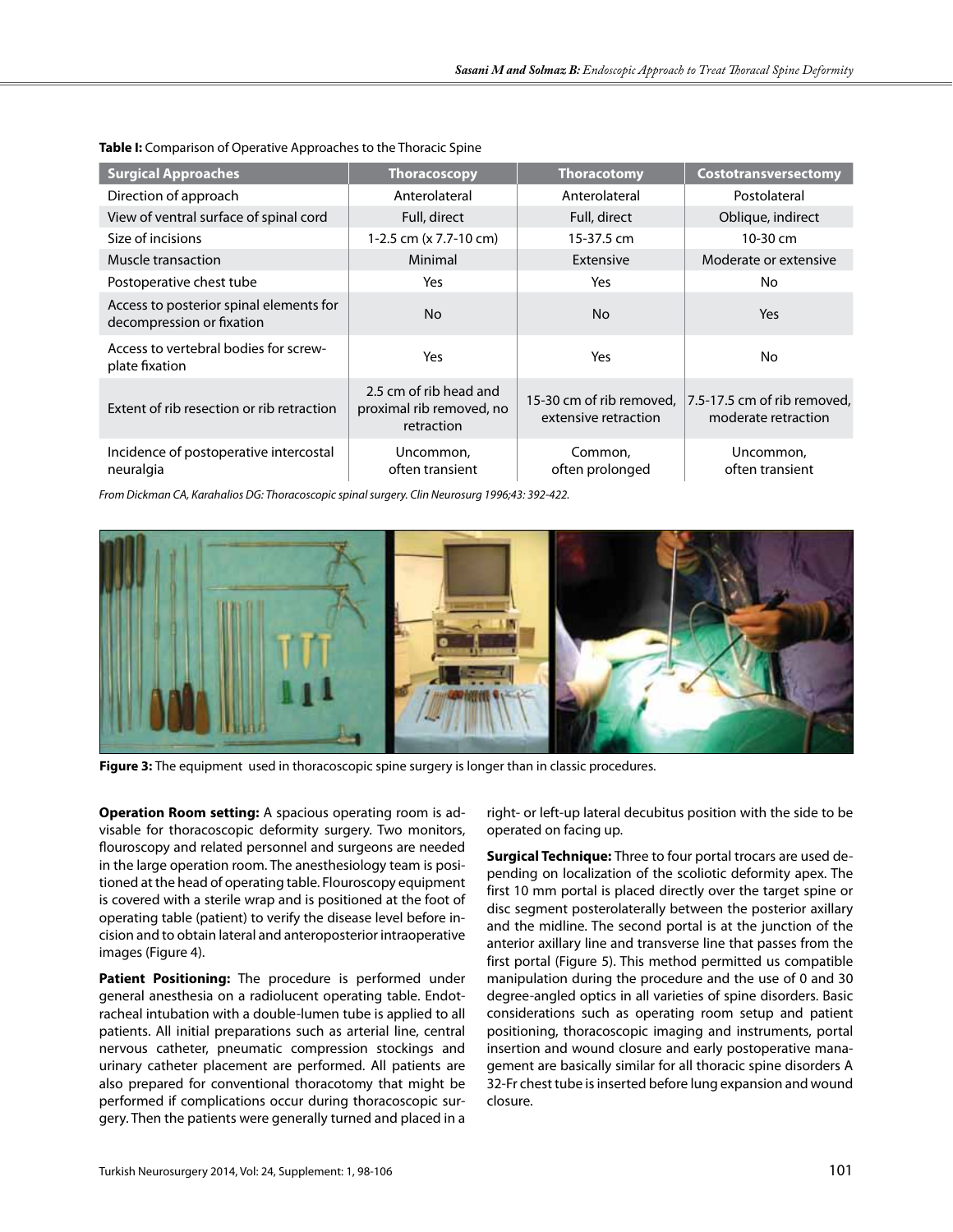**Table I:** Comparison of Operative Approaches to the Thoracic Spine

| Surgical Approaches | Thoracoscopy | Thoracotomy | Costotransversectomy |
|---|---|---|---|
| Direction of approach | Anterolateral | Anterolateral | Postolateral |
| View of ventral surface of spinal cord | Full, direct | Full, direct | Oblique, indirect |
| Size of incisions | 1-2.5 cm (x 7.7-10 cm) | 15-37.5 cm | 10-30 cm |
| Muscle transaction | Minimal | Extensive | Moderate or extensive |
| Postoperative chest tube | Yes | Yes | No |
| Access to posterior spinal elements for decompression or fixation | No | No | Yes |
| Access to vertebral bodies for screw-plate fixation | Yes | Yes | No |
| Extent of rib resection or rib retraction | 2.5 cm of rib head and proximal rib removed, no retraction | 15-30 cm of rib removed, extensive retraction | 7.5-17.5 cm of rib removed, moderate retraction |
| Incidence of postoperative intercostal neuralgia | Uncommon, often transient | Common, often prolonged | Uncommon, often transient |

*From Dickman CA, Karahalios DG: Thoracoscopic spinal surgery. Clin Neurosurg 1996;43: 392-422.*

**Figure 3:** The equipment used in thoracoscopic spine surgery is longer than in classic procedures.

**Operation Room setting:** A spacious operating room is advisable for thoracoscopic deformity surgery. Two monitors, flouroscopy and related personnel and surgeons are needed in the large operation room. The anesthesiology team is positioned at the head of operating table. Flouroscopy equipment is covered with a sterile wrap and is positioned at the foot of operating table (patient) to verify the disease level before incision and to obtain lateral and anteroposterior intraoperative images (Figure 4).

**Patient Positioning:** The procedure is performed under general anesthesia on a radiolucent operating table. Endotracheal intubation with a double-lumen tube is applied to all patients. All initial preparations such as arterial line, central nervous catheter, pneumatic compression stockings and urinary catheter placement are performed. All patients are also prepared for conventional thoracotomy that might be performed if complications occur during thoracoscopic surgery. Then the patients were generally turned and placed in a right- or left-up lateral decubitus position with the side to be operated on facing up.

**Surgical Technique:** Three to four portal trocars are used depending on localization of the scoliotic deformity apex. The first 10 mm portal is placed directly over the target spine or disc segment posterolaterally between the posterior axillary and the midline. The second portal is at the junction of the anterior axillary line and transverse line that passes from the first portal (Figure 5). This method permitted us compatible manipulation during the procedure and the use of 0 and 30 degree-angled optics in all varieties of spine disorders. Basic considerations such as operating room setup and patient positioning, thoracoscopic imaging and instruments, portal insertion and wound closure and early postoperative management are basically similar for all thoracic spine disorders A 32-Fr chest tube is inserted before lung expansion and wound closure.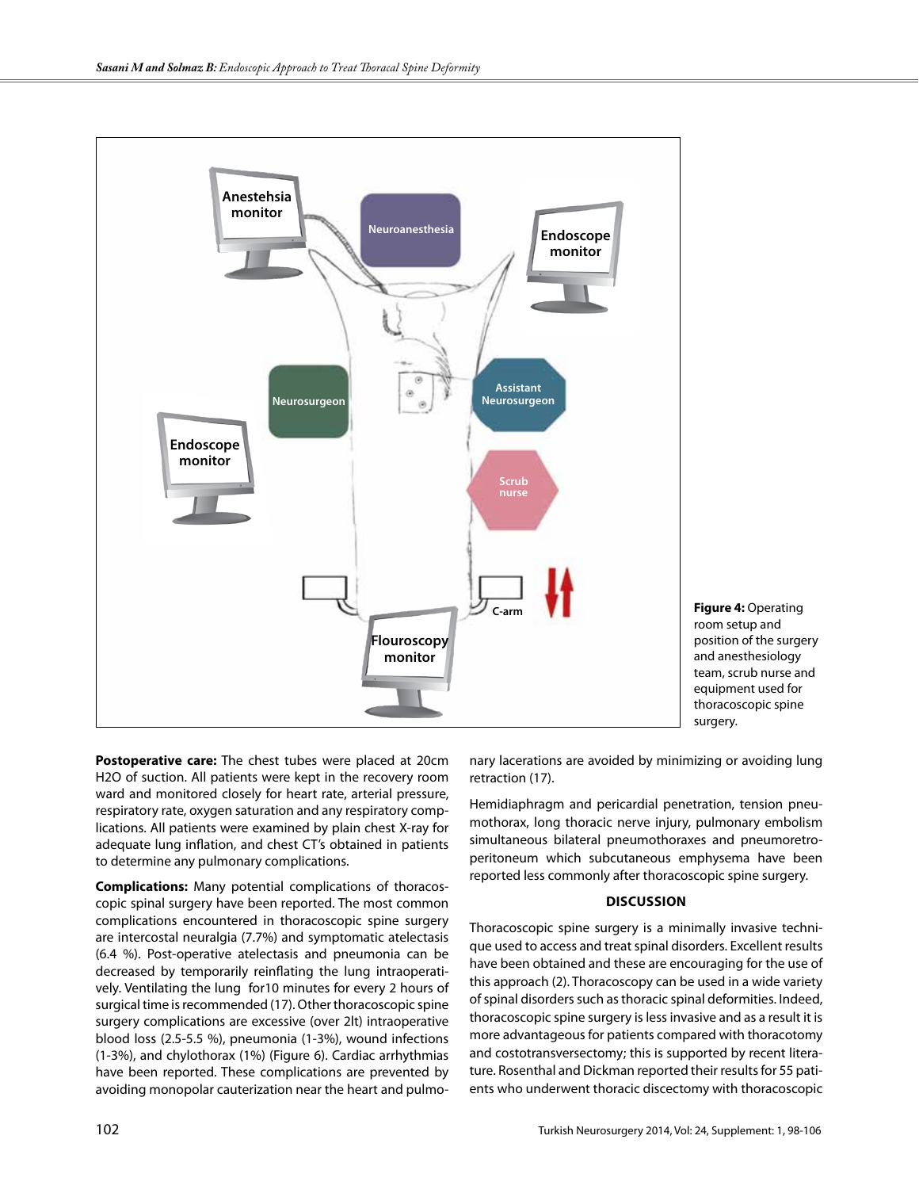Figure 4: Operating room setup and position of the surgery and anesthesiology team, scrub nurse and equipment used for thoracoscopic spine surgery.

**Postoperative care:** The chest tubes were placed at 20cm H2O of suction. All patients were kept in the recovery room ward and monitored closely for heart rate, arterial pressure, respiratory rate, oxygen saturation and any respiratory complications. All patients were examined by plain chest X-ray for adequate lung inflation, and chest CT's obtained in patients to determine any pulmonary complications.

**Complications:** Many potential complications of thoracoscopic spinal surgery have been reported. The most common complications encountered in thoracoscopic spine surgery are intercostal neuralgia (7.7%) and symptomatic atelectasis (6.4 %). Post-operative atelectasis and pneumonia can be decreased by temporarily reinflating the lung intraoperatively. Ventilating the lung for10 minutes for every 2 hours of surgical time is recommended (17). Other thoracoscopic spine surgery complications are excessive (over 2lt) intraoperative blood loss (2.5-5.5 %), pneumonia (1-3%), wound infections (1-3%), and chylothorax (1%) (Figure 6). Cardiac arrhythmias have been reported. These complications are prevented by avoiding monopolar cauterization near the heart and pulmonary lacerations are avoided by minimizing or avoiding lung retraction (17).

Hemidiaphragm and pericardial penetration, tension pneumothorax, long thoracic nerve injury, pulmonary embolism simultaneous bilateral pneumothoraxes and pneumoretroperitoneum which subcutaneous emphysema have been reported less commonly after thoracoscopic spine surgery.

## DISCUSSION

Thoracoscopic spine surgery is a minimally invasive technique used to access and treat spinal disorders. Excellent results have been obtained and these are encouraging for the use of this approach (2). Thoracoscopy can be used in a wide variety of spinal disorders such as thoracic spinal deformities. Indeed, thoracoscopic spine surgery is less invasive and as a result it is more advantageous for patients compared with thoracotomy and costotransversectomy; this is supported by recent literature. Rosenthal and Dickman reported their results for 55 patients who underwent thoracic discectomy with thoracoscopic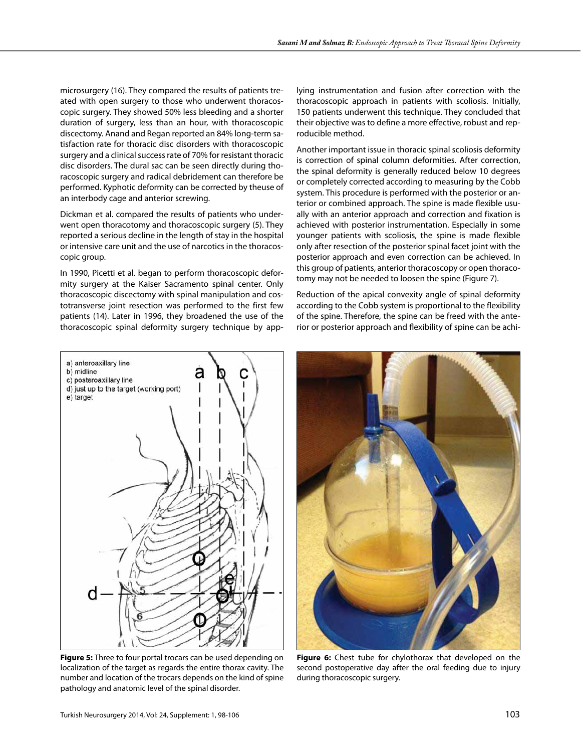microsurgery (16). They compared the results of patients treated with open surgery to those who underwent thoracoscopic surgery. They showed 50% less bleeding and a shorter duration of surgery, less than an hour, with thoracoscopic discectomy. Anand and Regan reported an 84% long-term satisfaction rate for thoracic disc disorders with thoracoscopic surgery and a clinical success rate of 70% for resistant thoracic disc disorders. The dural sac can be seen directly during thoracoscopic surgery and radical debridement can therefore be performed. Kyphotic deformity can be corrected by theuse of an interbody cage and anterior screwing.

Dickman et al. compared the results of patients who underwent open thoracotomy and thoracoscopic surgery (5). They reported a serious decline in the length of stay in the hospital or intensive care unit and the use of narcotics in the thoracoscopic group.

In 1990, Picetti et al. began to perform thoracoscopic deformity surgery at the Kaiser Sacramento spinal center. Only thoracoscopic discectomy with spinal manipulation and costotransverse joint resection was performed to the first few patients (14). Later in 1996, they broadened the use of the thoracoscopic spinal deformity surgery technique by applying instrumentation and fusion after correction with the thoracoscopic approach in patients with scoliosis. Initially, 150 patients underwent this technique. They concluded that their objective was to define a more effective, robust and reproducible method.

Another important issue in thoracic spinal scoliosis deformity is correction of spinal column deformities. After correction, the spinal deformity is generally reduced below 10 degrees or completely corrected according to measuring by the Cobb system. This procedure is performed with the posterior or anterior or combined approach. The spine is made flexible usually with an anterior approach and correction and fixation is achieved with posterior instrumentation. Especially in some younger patients with scoliosis, the spine is made flexible only after resection of the posterior spinal facet joint with the posterior approach and even correction can be achieved. In this group of patients, anterior thoracoscopy or open thoracotomy may not be needed to loosen the spine (Figure 7).

Reduction of the apical convexity angle of spinal deformity according to the Cobb system is proportional to the flexibility of the spine. Therefore, the spine can be freed with the anterior or posterior approach and flexibility of spine can be achi-

**Figure 5:** Three to four portal trocars can be used depending on localization of the target as regards the entire thorax cavity. The number and location of the trocars depends on the kind of spine pathology and anatomic level of the spinal disorder.

**Figure 6:** Chest tube for chylothorax that developed on the second postoperative day after the oral feeding due to injury during thoracoscopic surgery.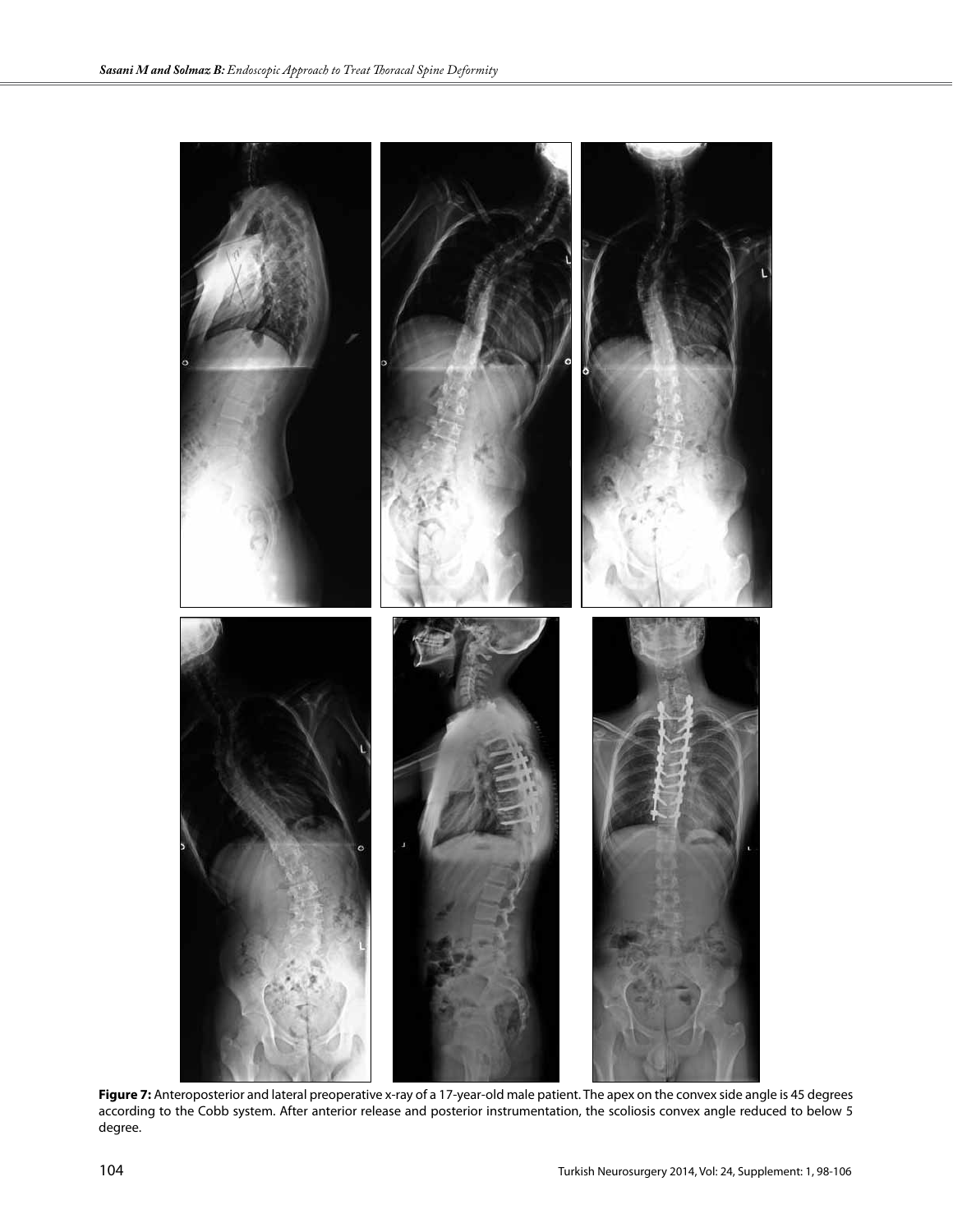**Figure 7:** Anteroposterior and lateral preoperative x-ray of a 17-year-old male patient. The apex on the convex side angle is 45 degrees according to the Cobb system. After anterior release and posterior instrumentation, the scoliosis convex angle reduced to below 5 degree.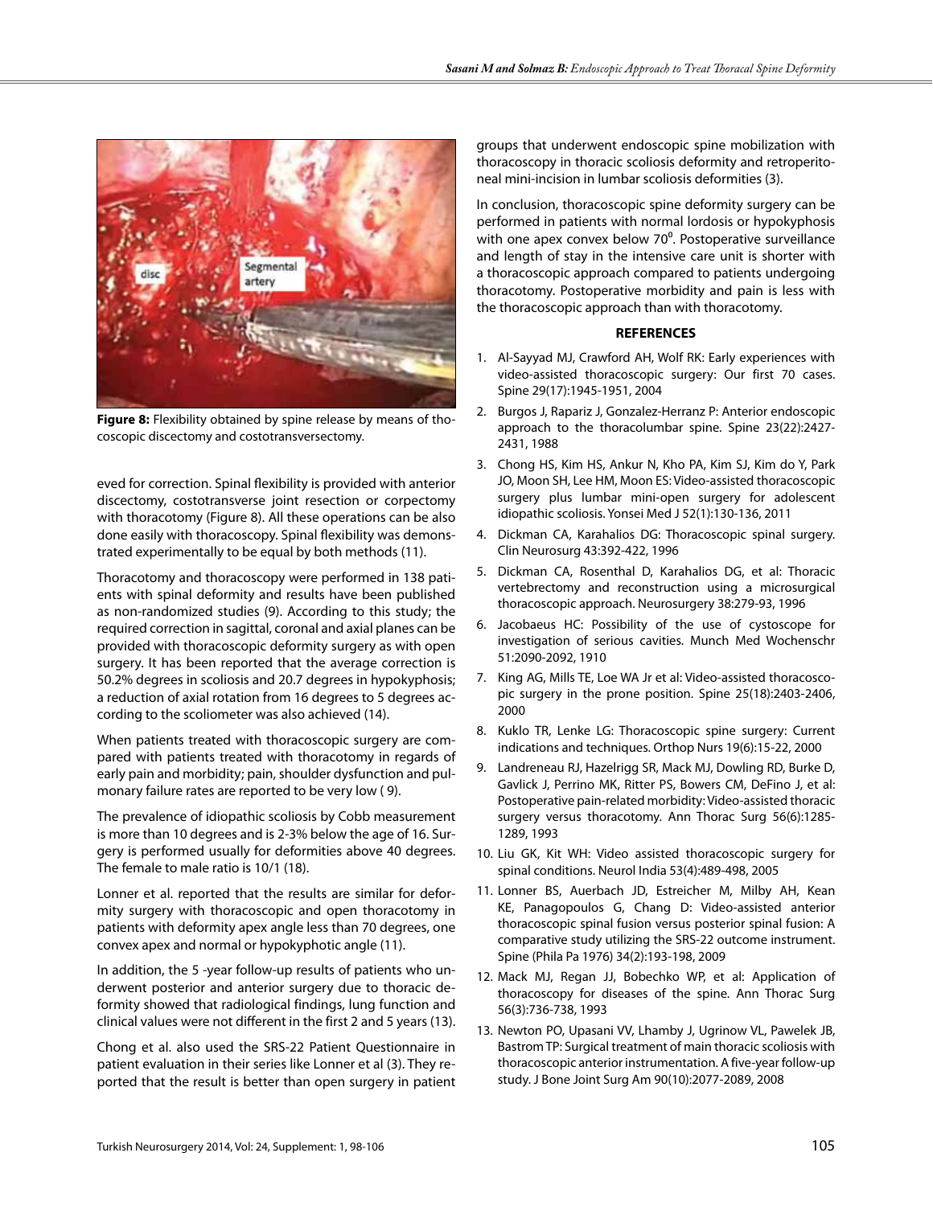Figure 8: Flexibility obtained by spine release by means of thoracoscopic discectomy and costotransversectomy.

eved for correction. Spinal flexibility is provided with anterior discectomy, costotransverse joint resection or corpectomy with thoracotomy (Figure 8). All these operations can be also done easily with thoracoscopy. Spinal flexibility was demonstrated experimentally to be equal by both methods (11).

Thoracotomy and thoracoscopy were performed in 138 patients with spinal deformity and results have been published as non-randomized studies (9). According to this study; the required correction in sagittal, coronal and axial planes can be provided with thoracoscopic deformity surgery as with open surgery. It has been reported that the average correction is 50.2% degrees in scoliosis and 20.7 degrees in hypokyphosis; a reduction of axial rotation from 16 degrees to 5 degrees according to the scoliometer was also achieved (14).

When patients treated with thoracoscopic surgery are compared with patients treated with thoracotomy in regards of early pain and morbidity; pain, shoulder dysfunction and pulmonary failure rates are reported to be very low ( 9).

The prevalence of idiopathic scoliosis by Cobb measurement is more than 10 degrees and is 2-3% below the age of 16. Surgery is performed usually for deformities above 40 degrees. The female to male ratio is 10/1 (18).

Lonner et al. reported that the results are similar for deformity surgery with thoracoscopic and open thoracotomy in patients with deformity apex angle less than 70 degrees, one convex apex and normal or hypokyphotic angle (11).

In addition, the 5 -year follow-up results of patients who underwent posterior and anterior surgery due to thoracic deformity showed that radiological findings, lung function and clinical values were not different in the first 2 and 5 years (13).

Chong et al. also used the SRS-22 Patient Questionnaire in patient evaluation in their series like Lonner et al (3). They reported that the result is better than open surgery in patient groups that underwent endoscopic spine mobilization with thoracoscopy in thoracic scoliosis deformity and retroperitoneal mini-incision in lumbar scoliosis deformities (3).

In conclusion, thoracoscopic spine deformity surgery can be performed in patients with normal lordosis or hypokyphosis with one apex convex below 70°. Postoperative surveillance and length of stay in the intensive care unit is shorter with a thoracoscopic approach compared to patients undergoing thoracotomy. Postoperative morbidity and pain is less with the thoracoscopic approach than with thoracotomy.

## REFERENCES

1. Al-Sayyad MJ, Crawford AH, Wolf RK: Early experiences with video-assisted thoracoscopic surgery: Our first 70 cases. Spine 29(17):1945-1951, 2004
2. Burgos J, Rapariz J, Gonzalez-Herranz P: Anterior endoscopic approach to the thoracolumbar spine. Spine 23(22):2427-2431, 1988
3. Chong HS, Kim HS, Ankur N, Kho PA, Kim SJ, Kim do Y, Park JO, Moon SH, Lee HM, Moon ES: Video-assisted thoracoscopic surgery plus lumbar mini-open surgery for adolescent idiopathic scoliosis. Yonsei Med J 52(1):130-136, 2011
4. Dickman CA, Karahalios DG: Thoracoscopic spinal surgery. Clin Neurosurg 43:392-422, 1996
5. Dickman CA, Rosenthal D, Karahalios DG, et al: Thoracic vertebrectomy and reconstruction using a microsurgical thoracoscopic approach. Neurosurgery 38:279-93, 1996
6. Jacobaeus HC: Possibility of the use of cystoscope for investigation of serious cavities. Munch Med Wochenschr 51:2090-2092, 1910
7. King AG, Mills TE, Loe WA Jr et al: Video-assisted thoracoscopic surgery in the prone position. Spine 25(18):2403-2406, 2000
8. Kuklo TR, Lenke LG: Thoracoscopic spine surgery: Current indications and techniques. Orthop Nurs 19(6):15-22, 2000
9. Landreneau RJ, Hazelrigg SR, Mack MJ, Dowling RD, Burke D, Gavlick J, Perrino MK, Ritter PS, Bowers CM, DeFino J, et al: Postoperative pain-related morbidity: Video-assisted thoracic surgery versus thoracotomy. Ann Thorac Surg 56(6):1285-1289, 1993
10. Liu GK, Kit WH: Video assisted thoracoscopic surgery for spinal conditions. Neurol India 53(4):489-498, 2005
11. Lonner BS, Auerbach JD, Estreicher M, Milby AH, Kean KE, Panagopoulos G, Chang D: Video-assisted anterior thoracoscopic spinal fusion versus posterior spinal fusion: A comparative study utilizing the SRS-22 outcome instrument. Spine (Phila Pa 1976) 34(2):193-198, 2009
12. Mack MJ, Regan JJ, Bobechko WP, et al: Application of thoracoscopy for diseases of the spine. Ann Thorac Surg 56(3):736-738, 1993
13. Newton PO, Upasani VV, Lhamby J, Ugrinow VL, Pawelek JB, Bastrom TP: Surgical treatment of main thoracic scoliosis with thoracoscopic anterior instrumentation. A five-year follow-up study. J Bone Joint Surg Am 90(10):2077-2089, 2008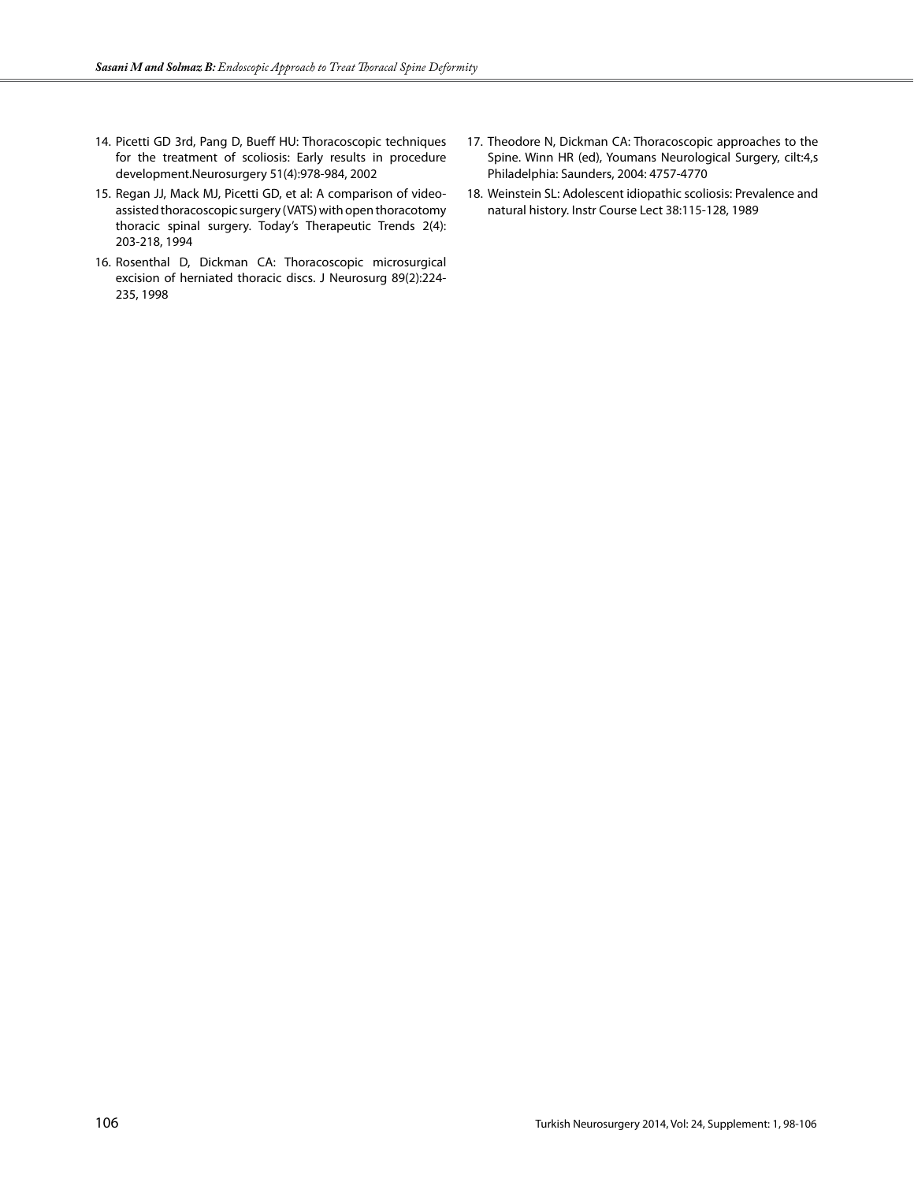14. Picetti GD 3rd, Pang D, Bueff HU: Thoracoscopic techniques for the treatment of scoliosis: Early results in procedure development.Neurosurgery 51(4):978-984, 2002
15. Regan JJ, Mack MJ, Picetti GD, et al: A comparison of video-assisted thoracoscopic surgery (VATS) with open thoracotomy thoracic spinal surgery. Today's Therapeutic Trends 2(4): 203-218, 1994
16. Rosenthal D, Dickman CA: Thoracoscopic microsurgical excision of herniated thoracic discs. J Neurosurg 89(2):224-235, 1998
17. Theodore N, Dickman CA: Thoracoscopic approaches to the Spine. Winn HR (ed), Youmans Neurological Surgery, cilt:4,s Philadelphia: Saunders, 2004: 4757-4770
18. Weinstein SL: Adolescent idiopathic scoliosis: Prevalence and natural history. Instr Course Lect 38:115-128, 1989